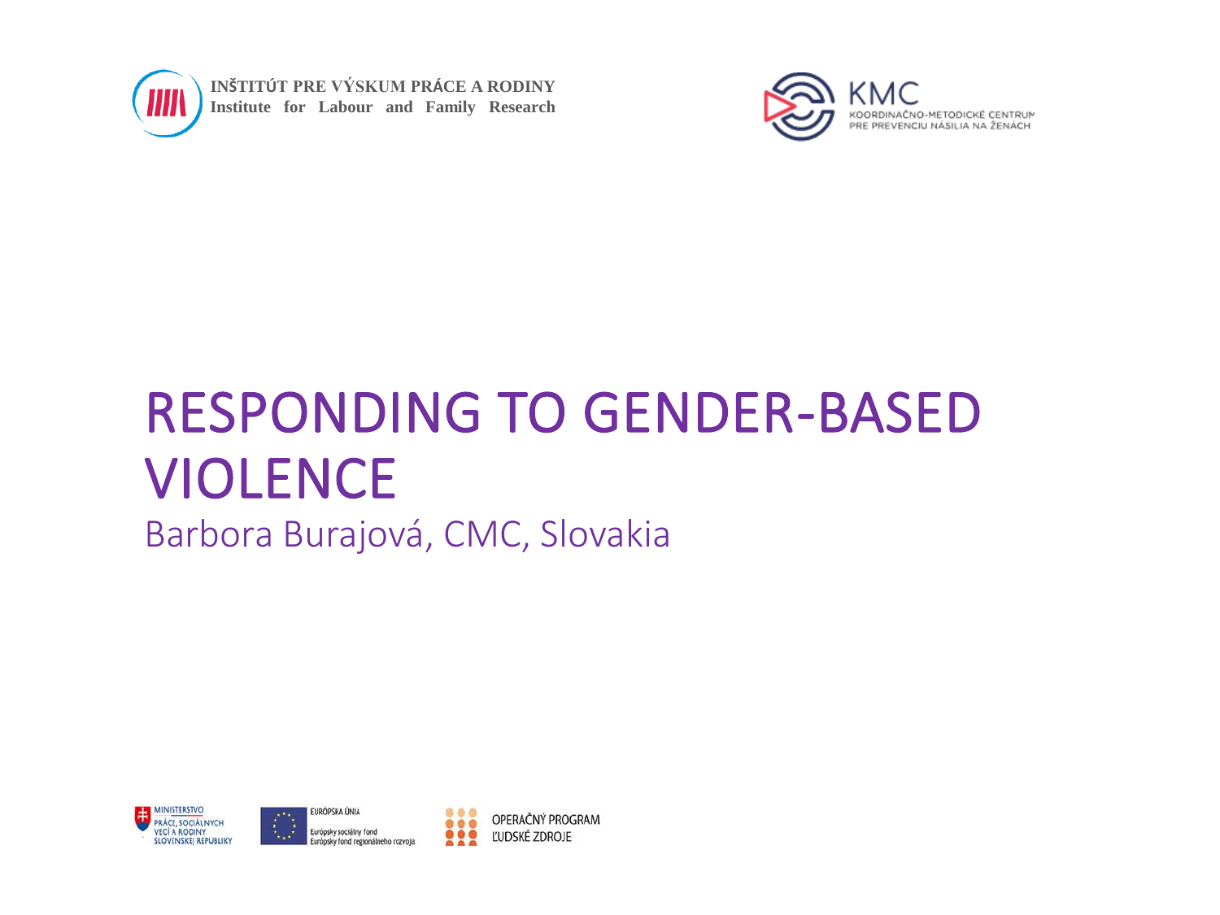INŠTITÚT PRE VÝSKUM PRÁCE A RODINY
Institute for Labour and Family Research

KMC
KOORDINAČNO-METODICKÉ CENTRUM PRE PREVENCIU NÁSILIA NA ŽENÁCH

# RESPONDING TO GENDER-BASED VIOLENCE

Barbora Burajová, CMC, Slovakia

MINISTERSTVO PRÁCE, SOCIÁLNYCH VECÍ A RODINY SLOVENSKEJ REPUBLIKY

EURÓPSKA ÚNIA
Európsky sociálny fond
Európsky fond regionálneho rozvoja

OPERAČNÝ PROGRAM ĽUDSKÉ ZDROJE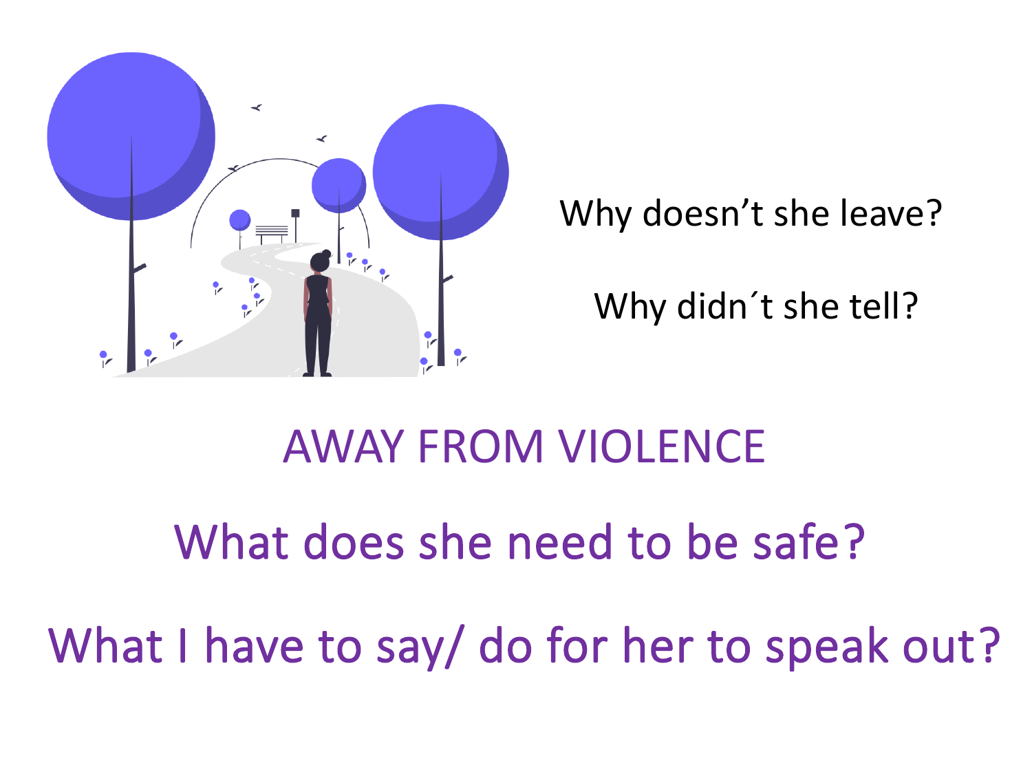Why doesn’t she leave?

Why didn´t she tell?

## AWAY FROM VIOLENCE

## What does she need to be safe?

## What I have to say/ do for her to speak out?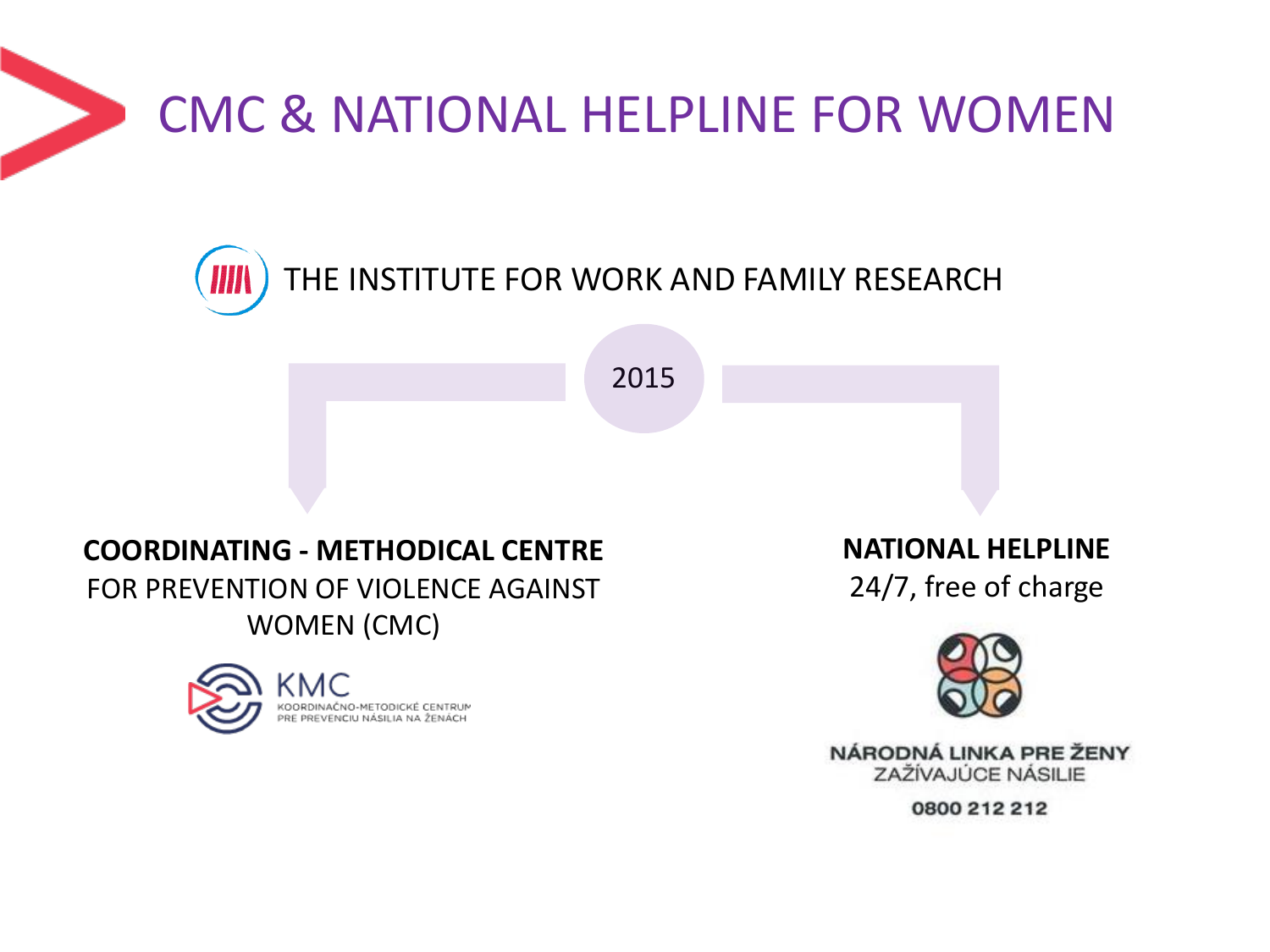# CMC & NATIONAL HELPLINE FOR WOMEN

THE INSTITUTE FOR WORK AND FAMILY RESEARCH

2015

**COORDINATING - METHODICAL CENTRE**
FOR PREVENTION OF VIOLENCE AGAINST WOMEN (CMC)

KMC
KOORDINAČNO-METODICKÉ CENTRUM PRE PREVENCIU NÁSILIA NA ŽENÁCH

**NATIONAL HELPLINE**
24/7, free of charge

NÁRODNÁ LINKA PRE ŽENY ZAŽÍVAJÚCE NÁSILIE
0800 212 212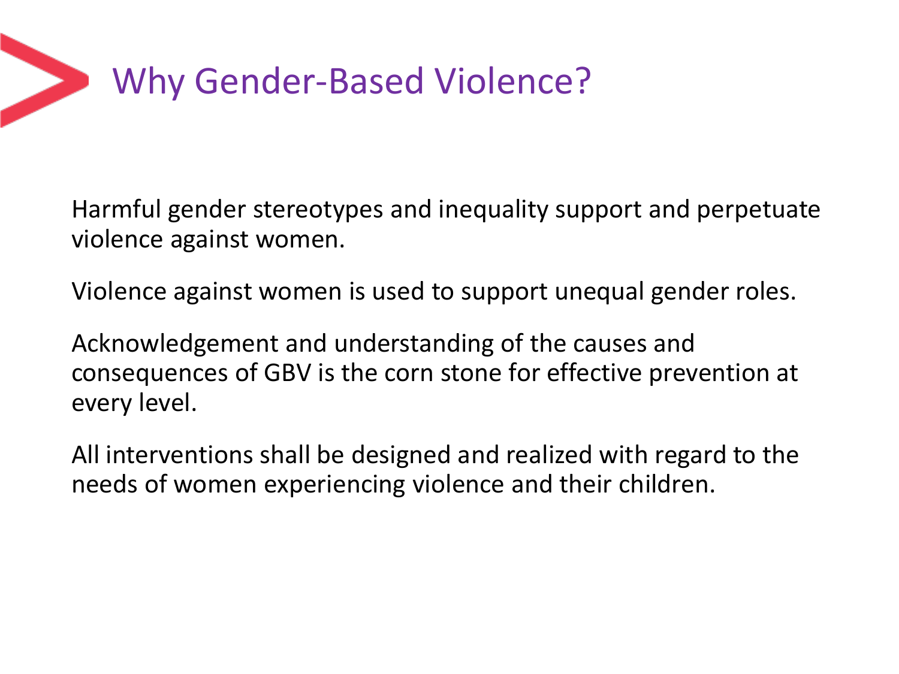# Why Gender-Based Violence?

Harmful gender stereotypes and inequality support and perpetuate violence against women.

Violence against women is used to support unequal gender roles.

Acknowledgement and understanding of the causes and consequences of GBV is the corn stone for effective prevention at every level.

All interventions shall be designed and realized with regard to the needs of women experiencing violence and their children.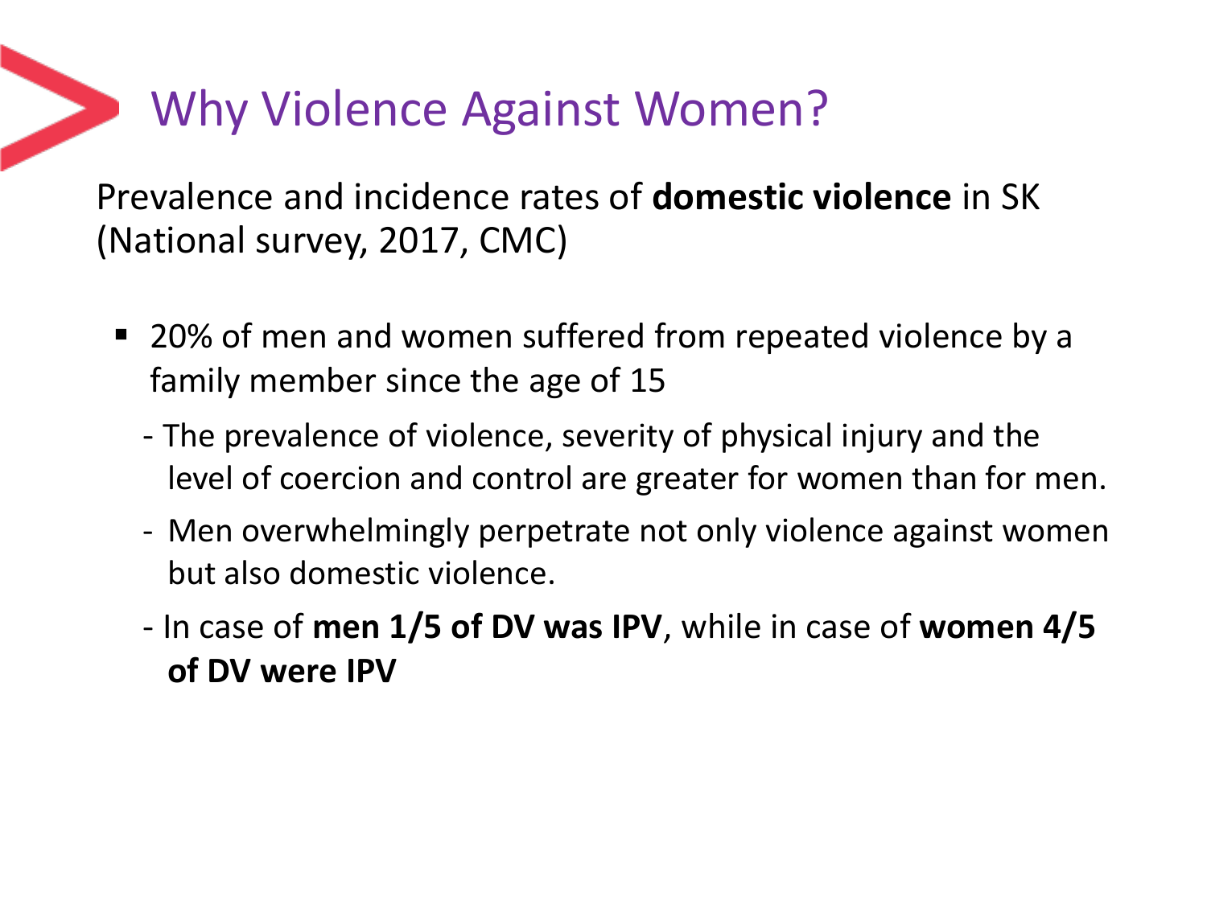# Why Violence Against Women?

Prevalence and incidence rates of **domestic violence** in SK (National survey, 2017, CMC)

- 20% of men and women suffered from repeated violence by a family member since the age of 15
  - The prevalence of violence, severity of physical injury and the level of coercion and control are greater for women than for men.
  - Men overwhelmingly perpetrate not only violence against women but also domestic violence.
  - In case of **men 1/5 of DV was IPV**, while in case of **women 4/5 of DV were IPV**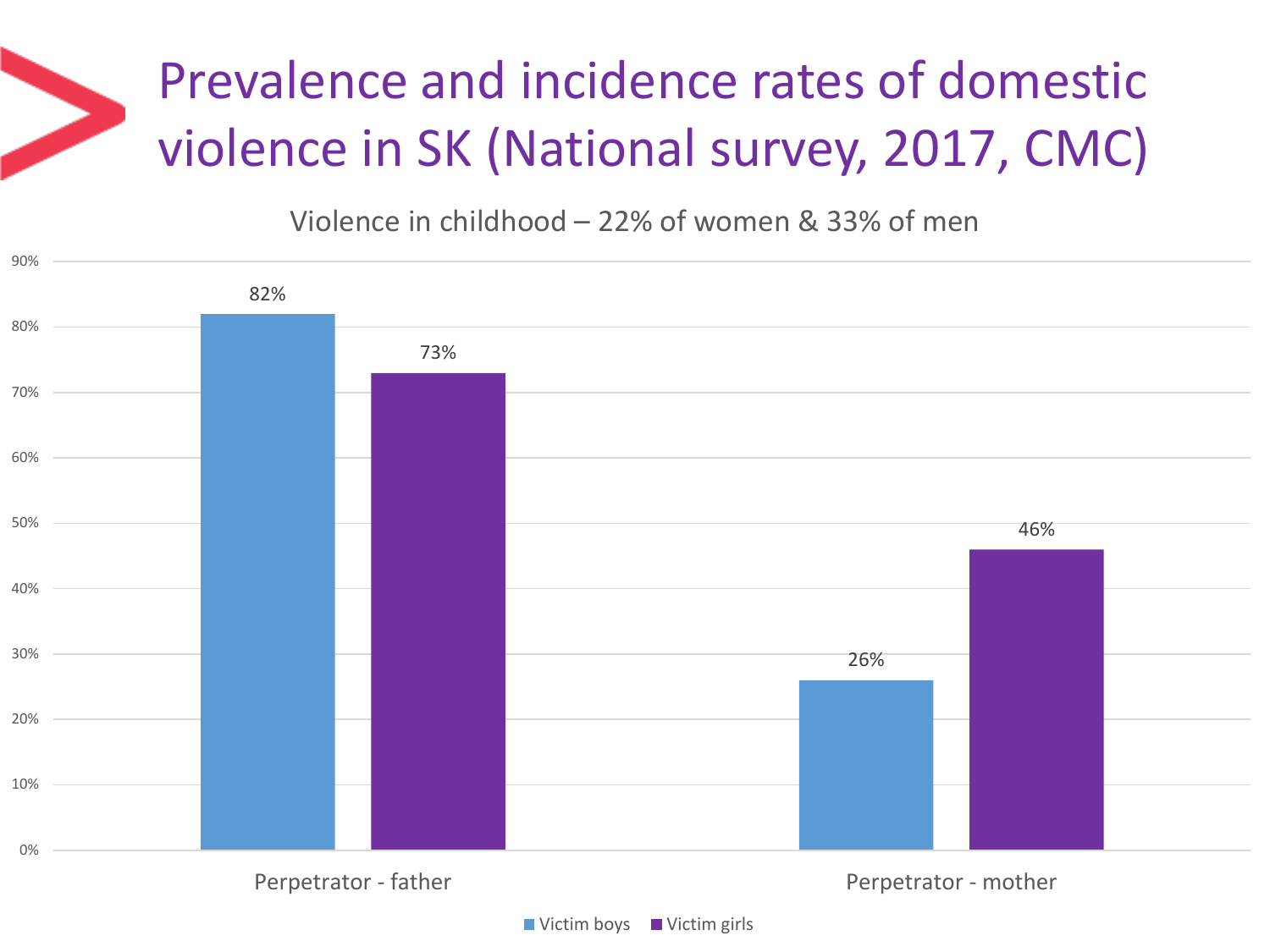# Prevalence and incidence rates of domestic violence in SK (National survey, 2017, CMC)

Violence in childhood – 22% of women & 33% of men

| | Victim boys | Victim girls |
|---|---|---|
| Perpetrator - father | 82% | 73% |
| Perpetrator - mother | 26% | 46% |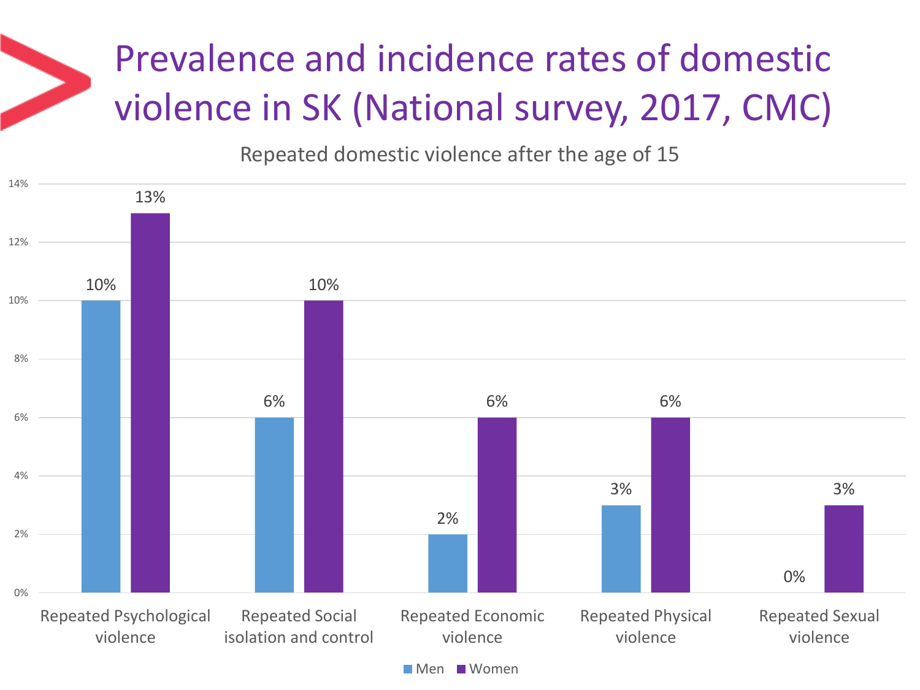# Prevalence and incidence rates of domestic violence in SK (National survey, 2017, CMC)

Repeated domestic violence after the age of 15

| | Men | Women |
|---|---|---|
| Repeated Psychological violence | 10% | 13% |
| Repeated Social isolation and control | 6% | 10% |
| Repeated Economic violence | 2% | 6% |
| Repeated Physical violence | 3% | 6% |
| Repeated Sexual violence | 0% | 3% |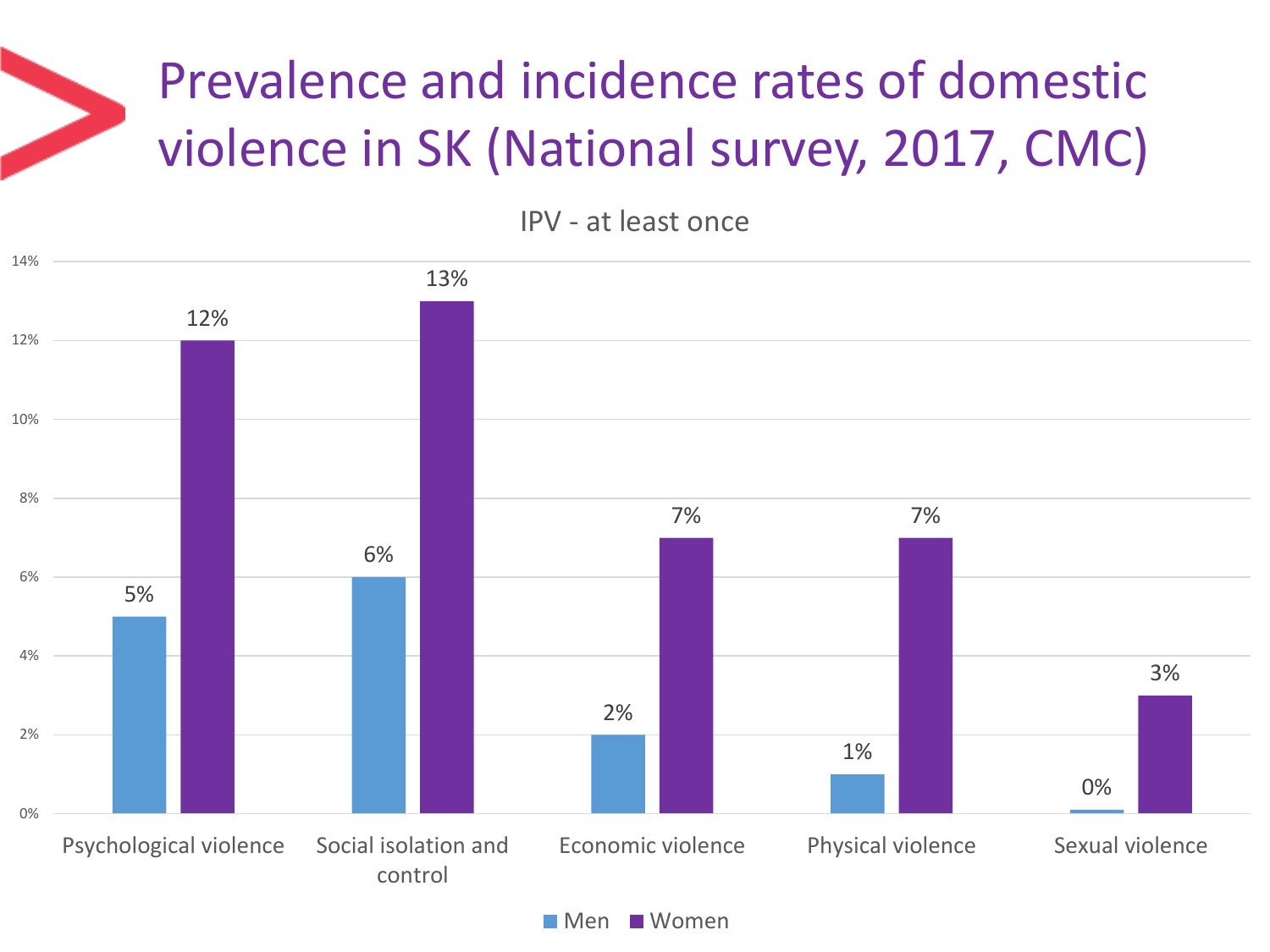# Prevalence and incidence rates of domestic violence in SK (National survey, 2017, CMC)

**IPV - at least once**

| | Men | Women |
|---|---|---|
| Psychological violence | 5% | 12% |
| Social isolation and control | 6% | 13% |
| Economic violence | 2% | 7% |
| Physical violence | 1% | 7% |
| Sexual violence | 0% | 3% |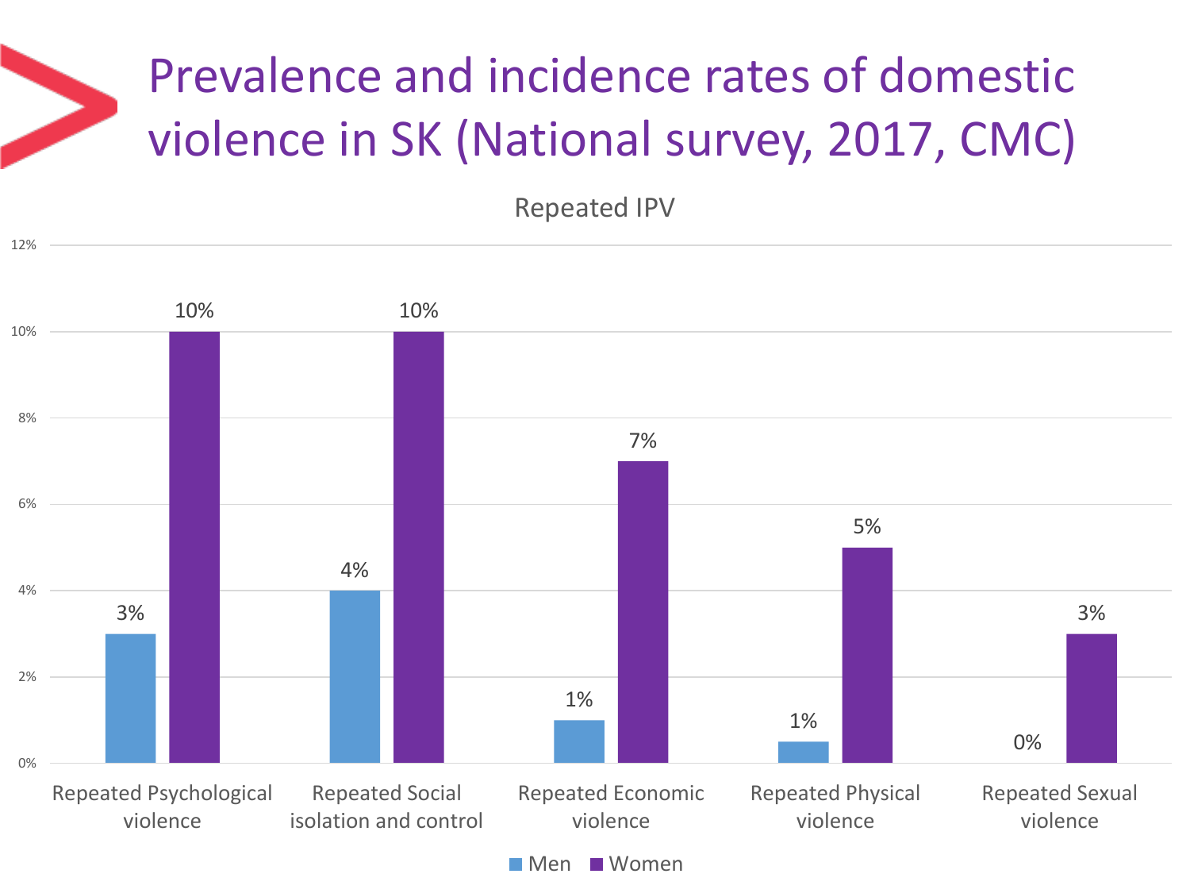# Prevalence and incidence rates of domestic violence in SK (National survey, 2017, CMC)

Repeated IPV

| | Men | Women |
|---|---|---|
| Repeated Psychological violence | 3% | 10% |
| Repeated Social isolation and control | 4% | 10% |
| Repeated Economic violence | 1% | 7% |
| Repeated Physical violence | 1% | 5% |
| Repeated Sexual violence | 0% | 3% |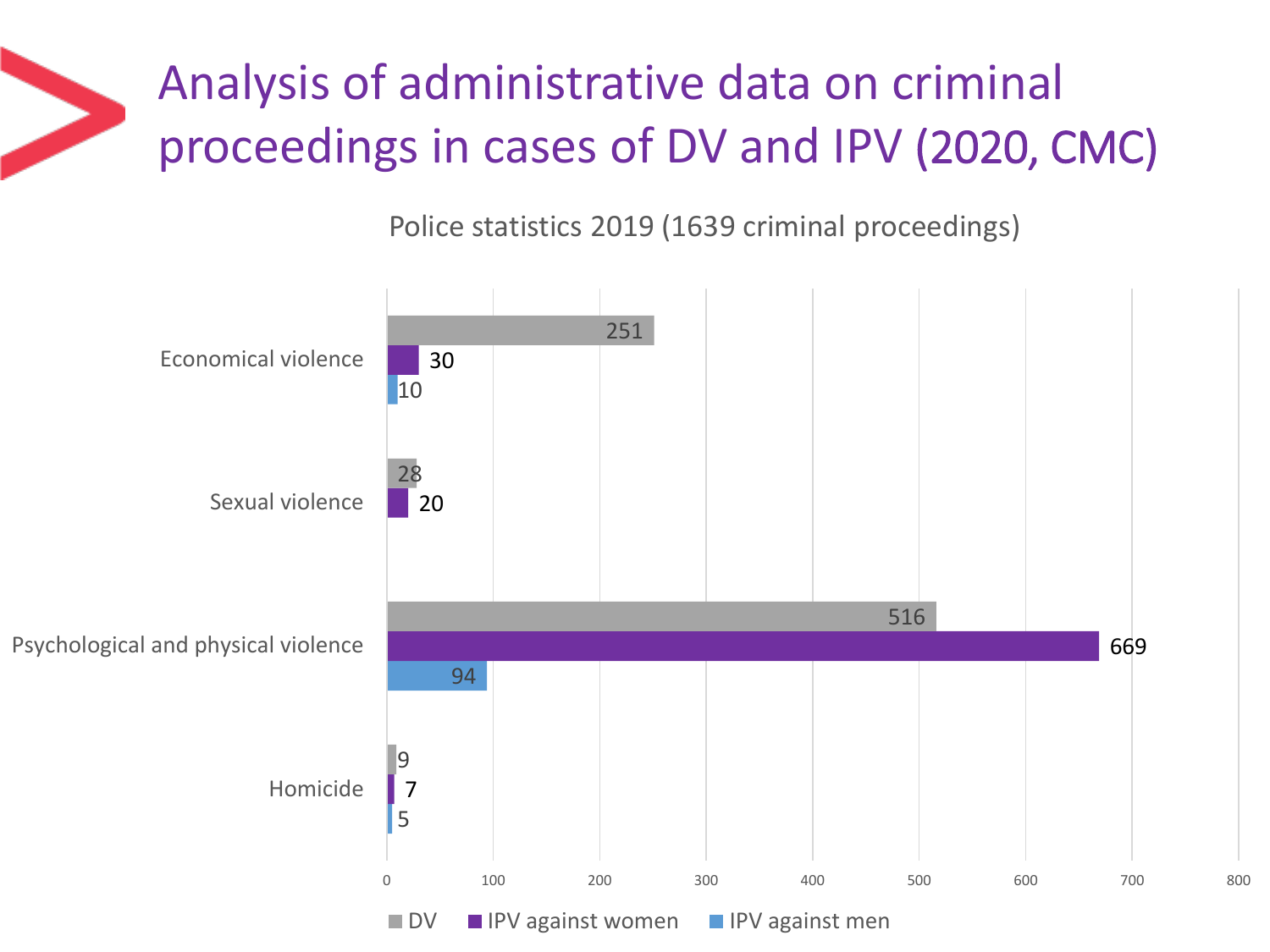# Analysis of administrative data on criminal proceedings in cases of DV and IPV (2020, CMC)

Police statistics 2019 (1639 criminal proceedings)

| | DV | IPV against women | IPV against men |
|---|---|---|---|
| Economical violence | 251 | 30 | 10 |
| Sexual violence | 28 | 20 | |
| Psychological and physical violence | 516 | 669 | 94 |
| Homicide | 9 | 7 | 5 |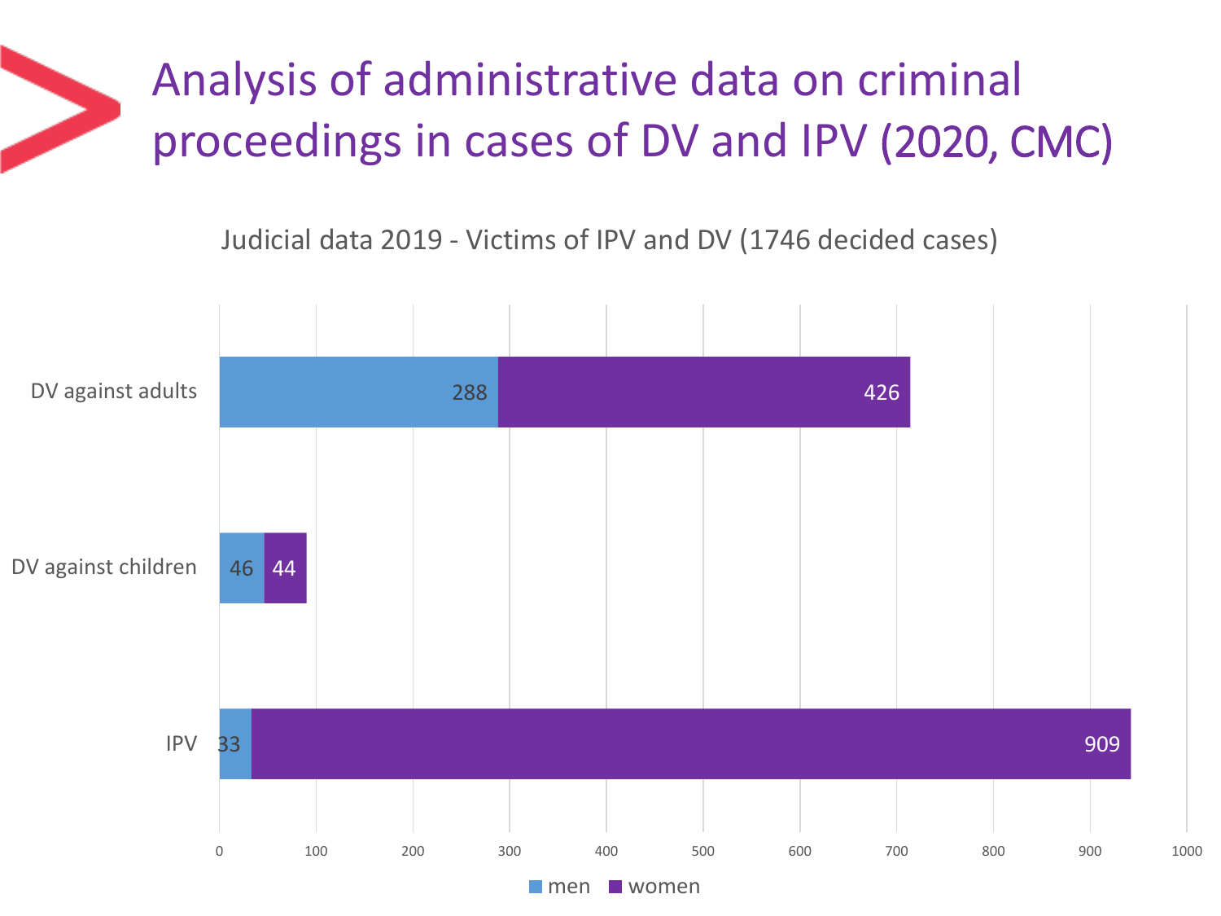# Analysis of administrative data on criminal proceedings in cases of DV and IPV (2020, CMC)

Judicial data 2019 - Victims of IPV and DV (1746 decided cases)

| | men | women |
|---|---|---|
| DV against adults | 288 | 426 |
| DV against children | 46 | 44 |
| IPV | 33 | 909 |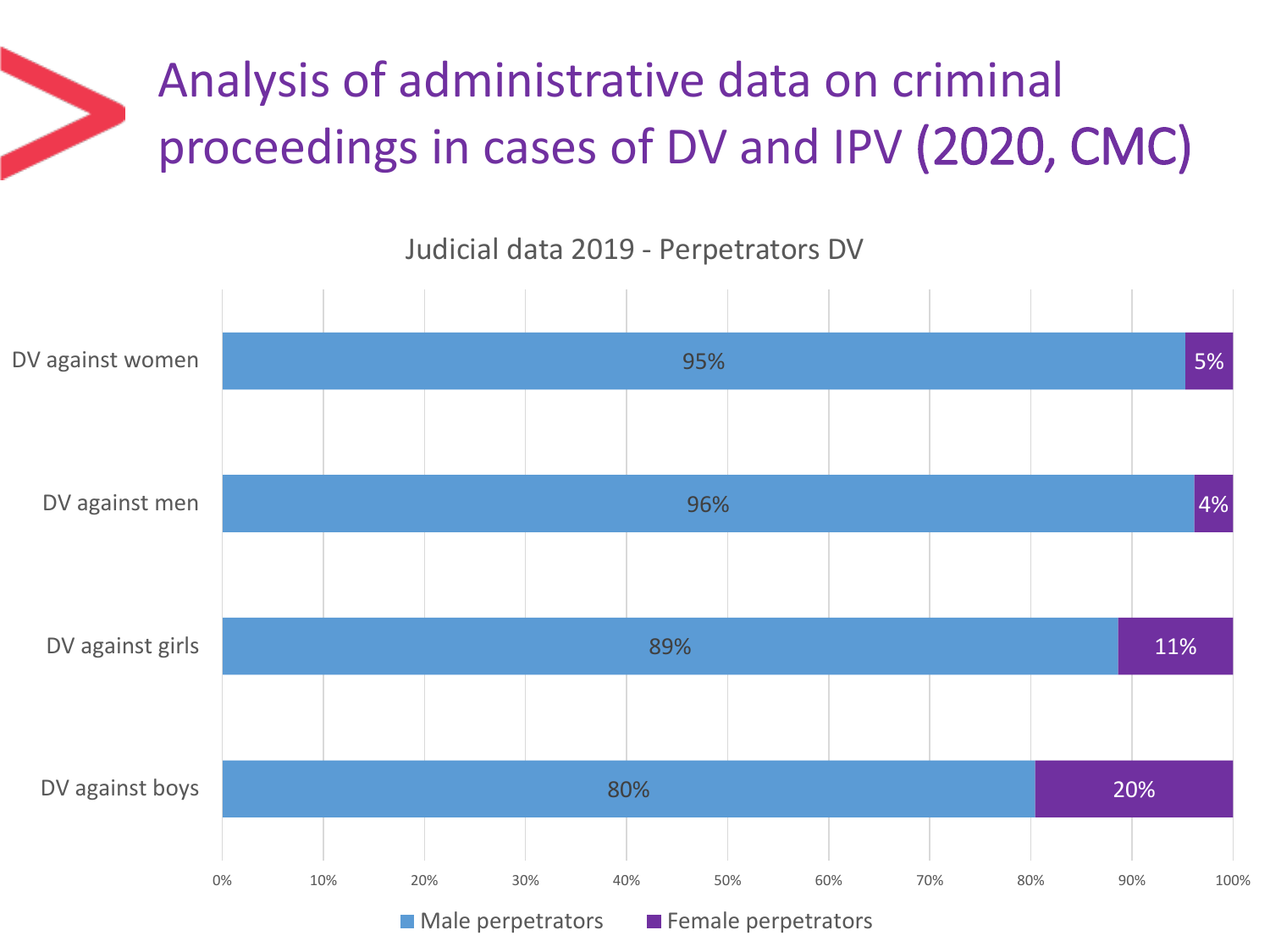# Analysis of administrative data on criminal proceedings in cases of DV and IPV (2020, CMC)

Judicial data 2019 - Perpetrators DV

| | Male perpetrators | Female perpetrators |
|---|---|---|
| DV against women | 95% | 5% |
| DV against men | 96% | 4% |
| DV against girls | 89% | 11% |
| DV against boys | 80% | 20% |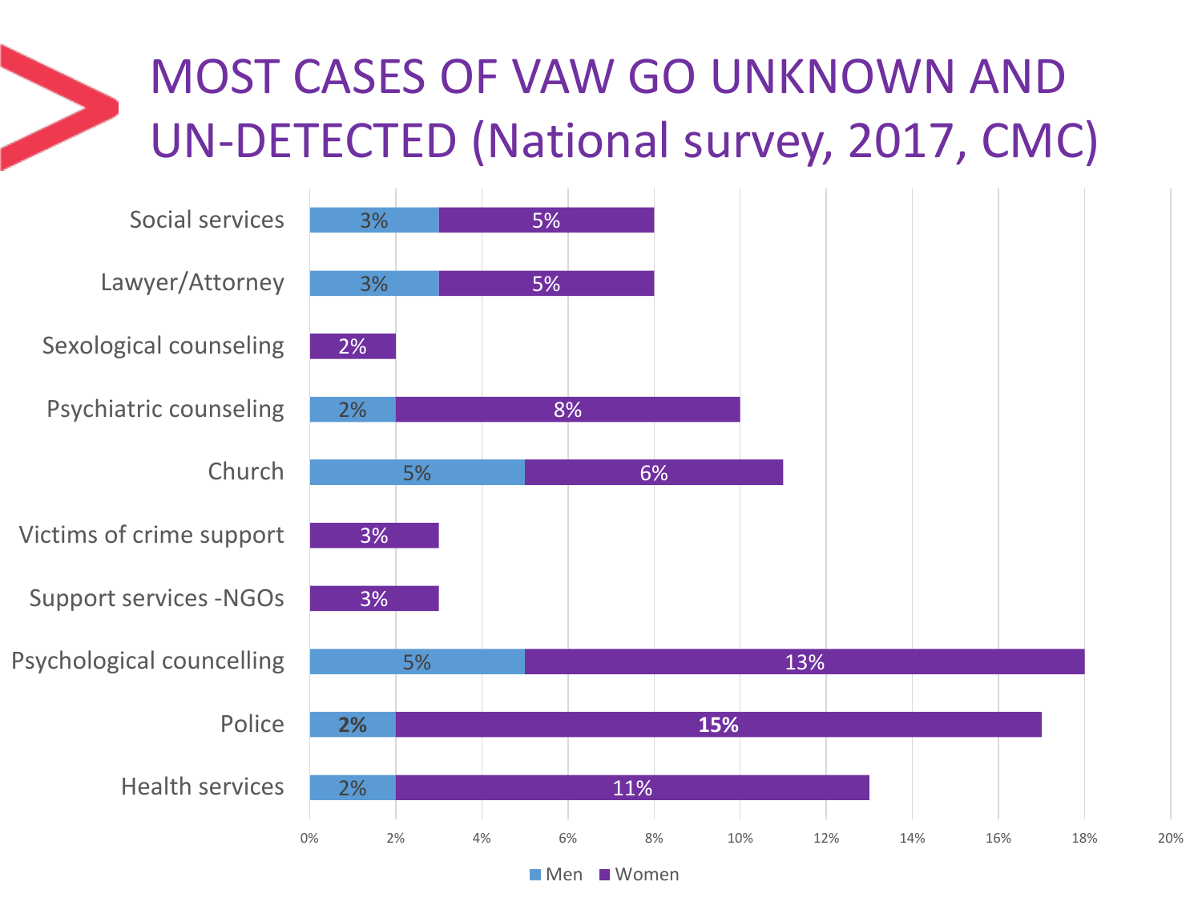# MOST CASES OF VAW GO UNKNOWN AND UN-DETECTED (National survey, 2017, CMC)

| | Men | Women |
|---|---|---|
| Social services | 3% | 5% |
| Lawyer/Attorney | 3% | 5% |
| Sexological counseling | | 2% |
| Psychiatric counseling | 2% | 8% |
| Church | 5% | 6% |
| Victims of crime support | | 3% |
| Support services -NGOs | | 3% |
| Psychological councelling | 5% | 13% |
| Police | **2%** | **15%** |
| Health services | 2% | 11% |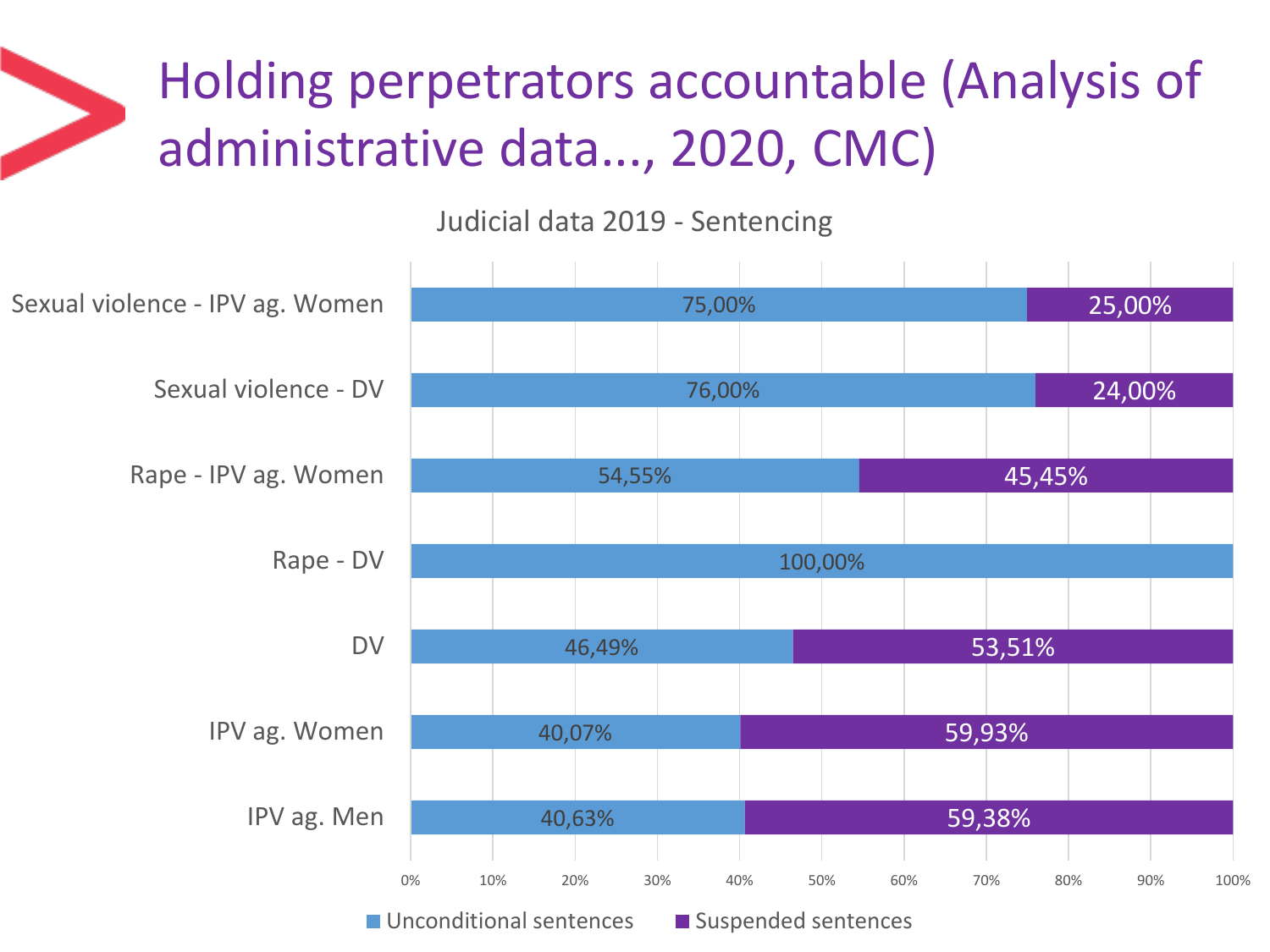# Holding perpetrators accountable (Analysis of administrative data..., 2020, CMC)

Judicial data 2019 - Sentencing

| Category | Unconditional sentences | Suspended sentences |
| --- | --- | --- |
| Sexual violence - IPV ag. Women | 75,00% | 25,00% |
| Sexual violence - DV | 76,00% | 24,00% |
| Rape - IPV ag. Women | 54,55% | 45,45% |
| Rape - DV | 100,00% | |
| DV | 46,49% | 53,51% |
| IPV ag. Women | 40,07% | 59,93% |
| IPV ag. Men | 40,63% | 59,38% |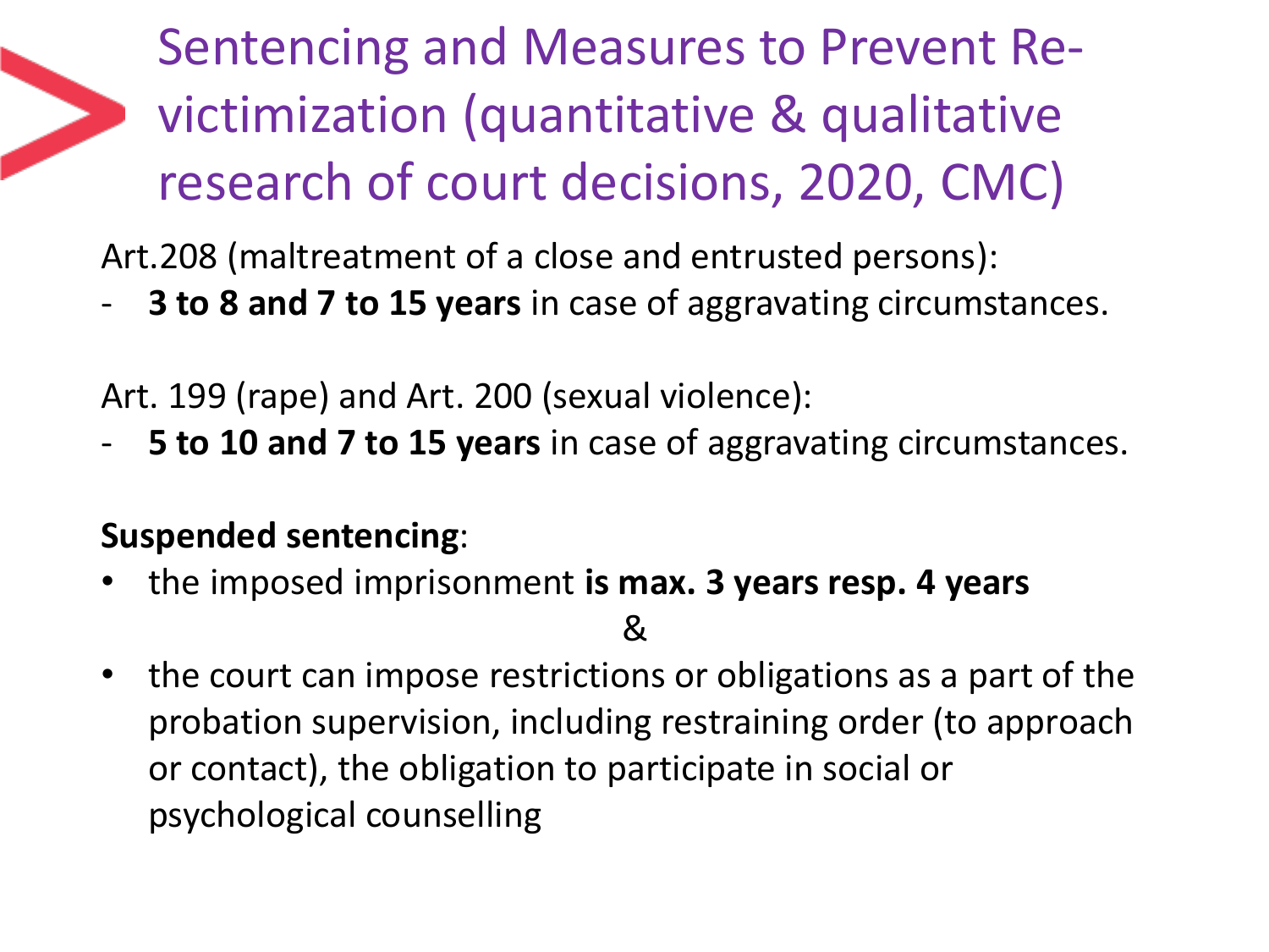# Sentencing and Measures to Prevent Re-victimization (quantitative & qualitative research of court decisions, 2020, CMC)

Art.208 (maltreatment of a close and entrusted persons):

- **3 to 8 and 7 to 15 years** in case of aggravating circumstances.

Art. 199 (rape) and Art. 200 (sexual violence):

- **5 to 10 and 7 to 15 years** in case of aggravating circumstances.

**Suspended sentencing**:

- the imposed imprisonment **is max. 3 years resp. 4 years**

&

- the court can impose restrictions or obligations as a part of the probation supervision, including restraining order (to approach or contact), the obligation to participate in social or psychological counselling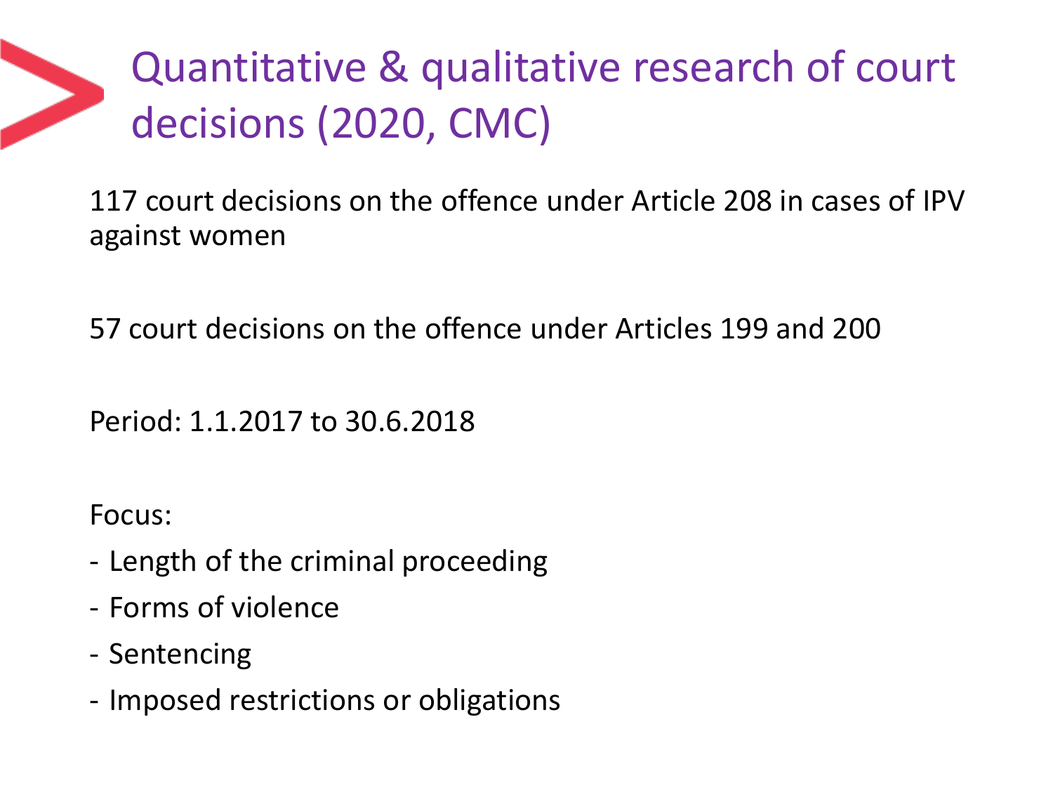# Quantitative & qualitative research of court decisions (2020, CMC)

117 court decisions on the offence under Article 208 in cases of IPV against women

57 court decisions on the offence under Articles 199 and 200

Period: 1.1.2017 to 30.6.2018

Focus:

- Length of the criminal proceeding
- Forms of violence
- Sentencing
- Imposed restrictions or obligations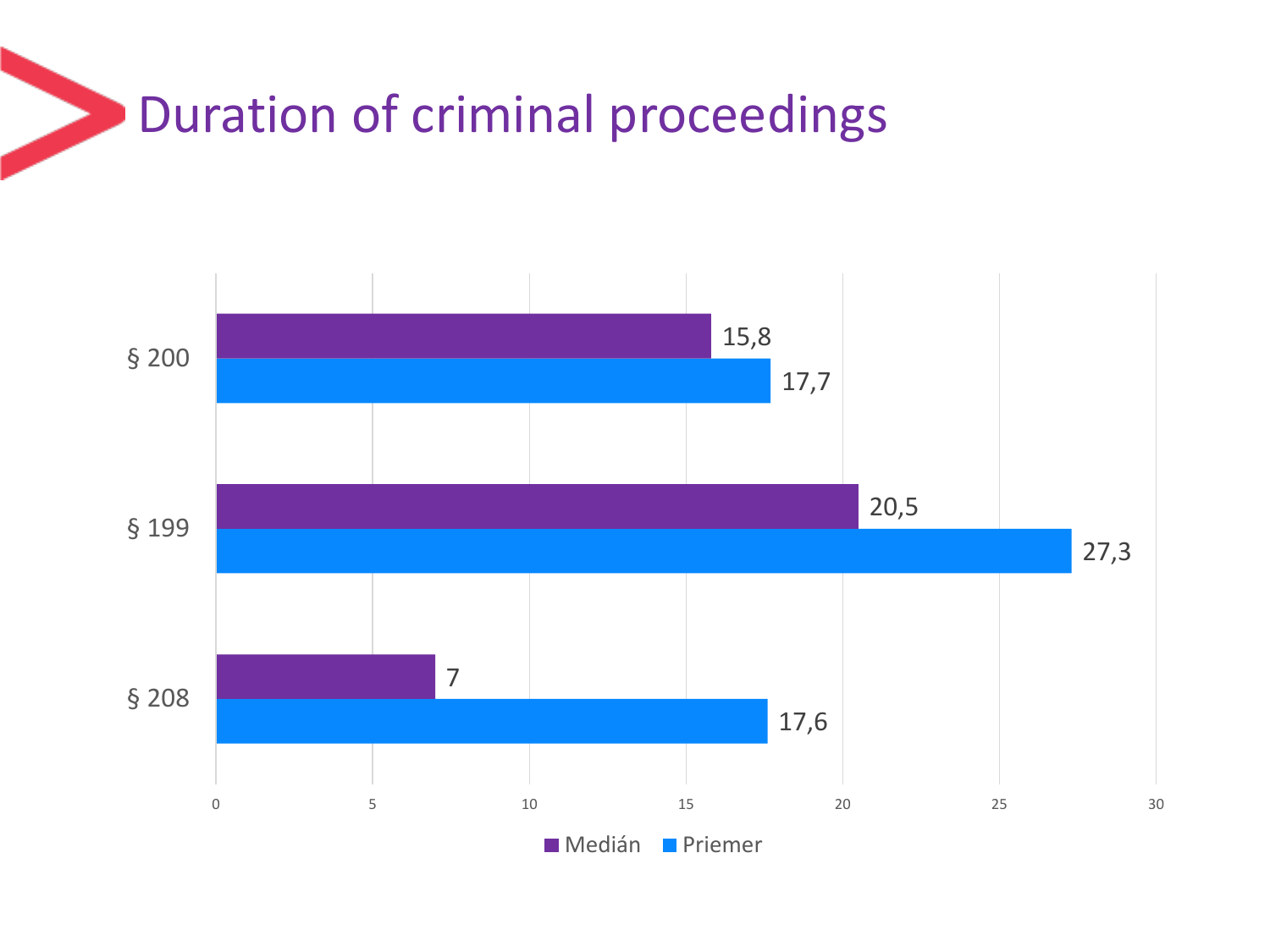# Duration of criminal proceedings

| | Medián | Priemer |
|---|---|---|
| § 200 | 15,8 | 17,7 |
| § 199 | 20,5 | 27,3 |
| § 208 | 7 | 17,6 |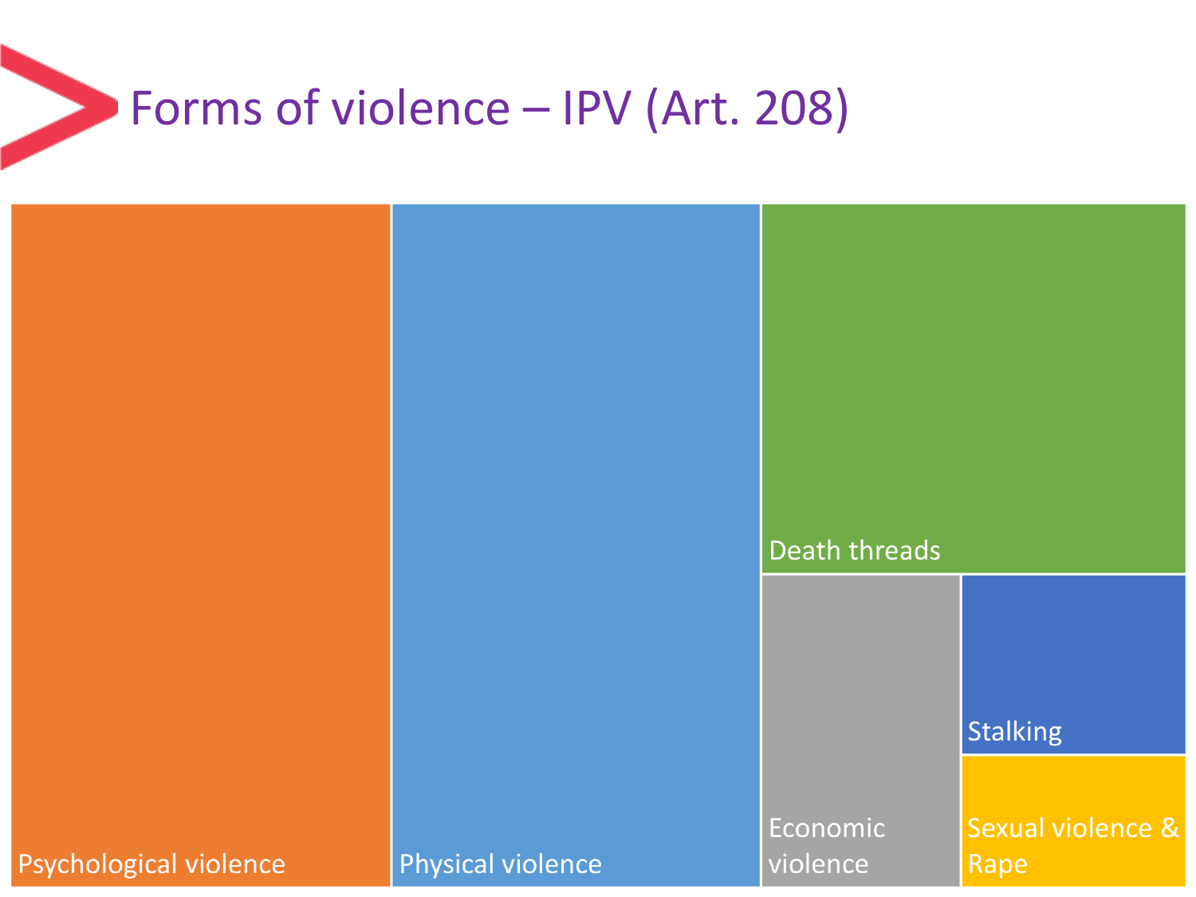# Forms of violence – IPV (Art. 208)

- Psychological violence
- Physical violence
- Death threads
- Economic violence
- Stalking
- Sexual violence & Rape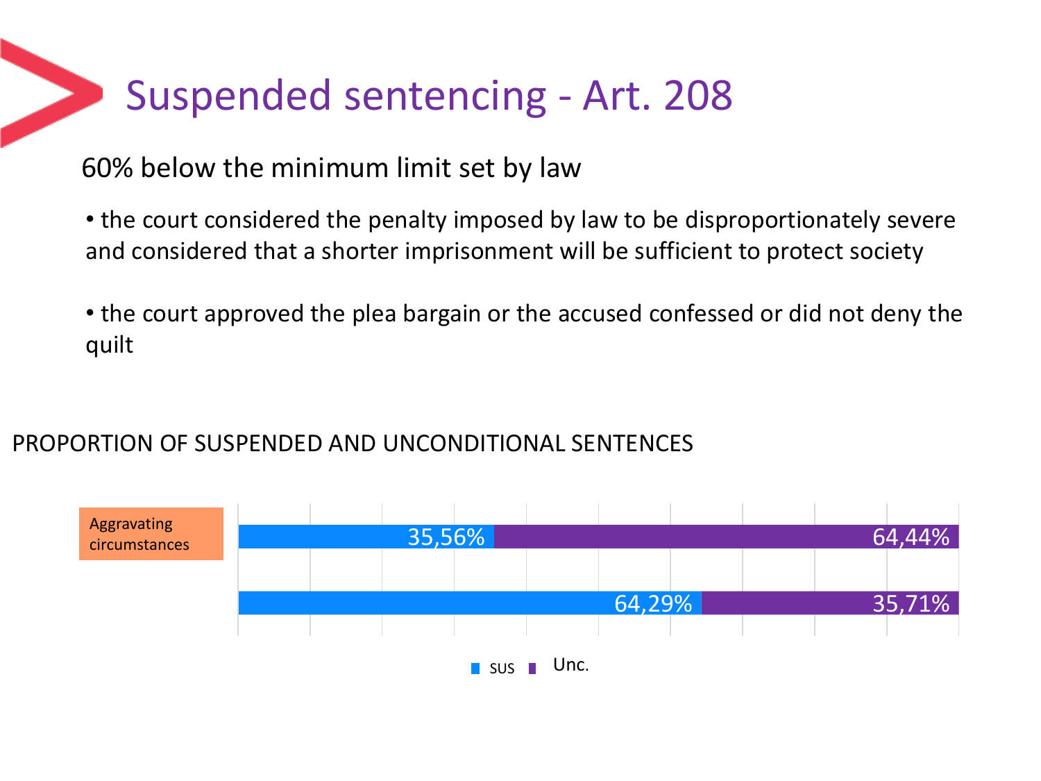# Suspended sentencing - Art. 208

60% below the minimum limit set by law

- the court considered the penalty imposed by law to be disproportionately severe and considered that a shorter imprisonment will be sufficient to protect society
- the court approved the plea bargain or the accused confessed or did not deny the quilt

PROPORTION OF SUSPENDED AND UNCONDITIONAL SENTENCES

| | SUS | Unc. |
|---|---|---|
| Aggravating circumstances | 35,56% | 64,44% |
| | 64,29% | 35,71% |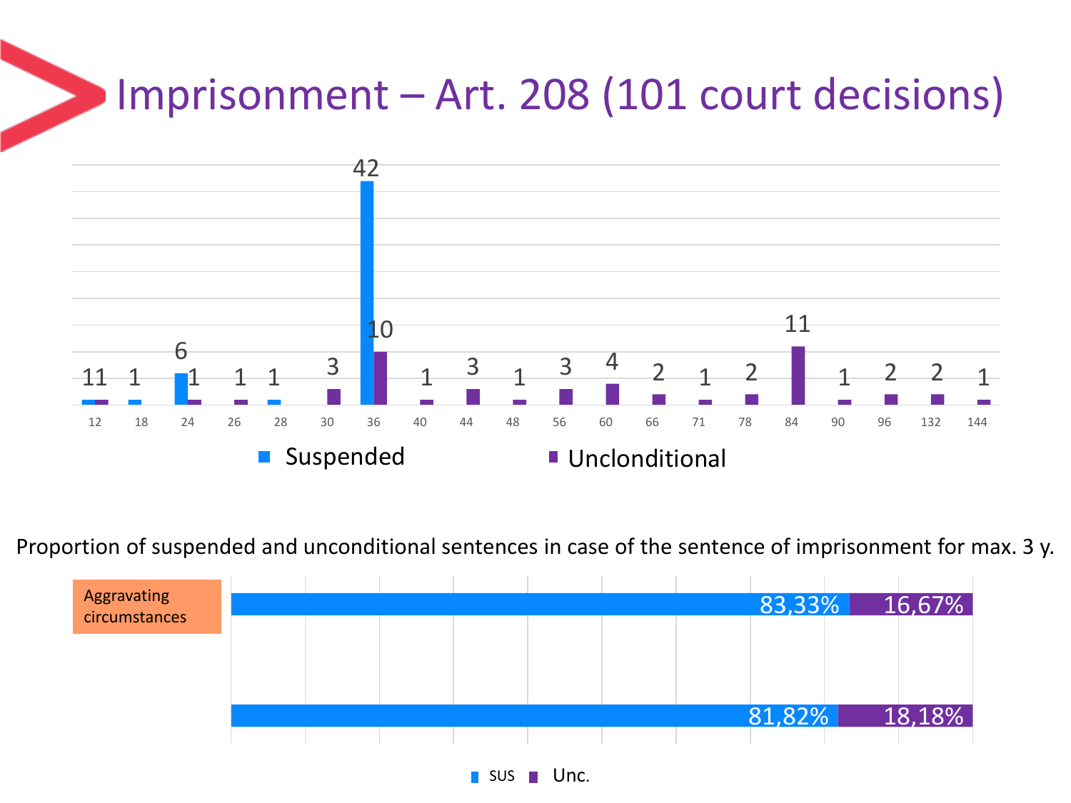# Imprisonment – Art. 208 (101 court decisions)

| Months | Suspended | Unclonditional |
|---|---|---|
| 12 | 1 | 1 |
| 18 | 1 | |
| 24 | 6 | 1 |
| 26 | | 1 |
| 28 | 1 | |
| 30 | | 3 |
| 36 | 42 | 10 |
| 40 | | 1 |
| 44 | | 3 |
| 48 | | 1 |
| 56 | | 3 |
| 60 | | 4 |
| 66 | | 2 |
| 71 | | 1 |
| 78 | | 2 |
| 84 | | 11 |
| 90 | | 1 |
| 96 | | 2 |
| 132 | | 2 |
| 144 | | 1 |

Proportion of suspended and unconditional sentences in case of the sentence of imprisonment for max. 3 y.

| | SUS | Unc. |
|---|---|---|
| Aggravating circumstances | 83,33% | 16,67% |
| | 81,82% | 18,18% |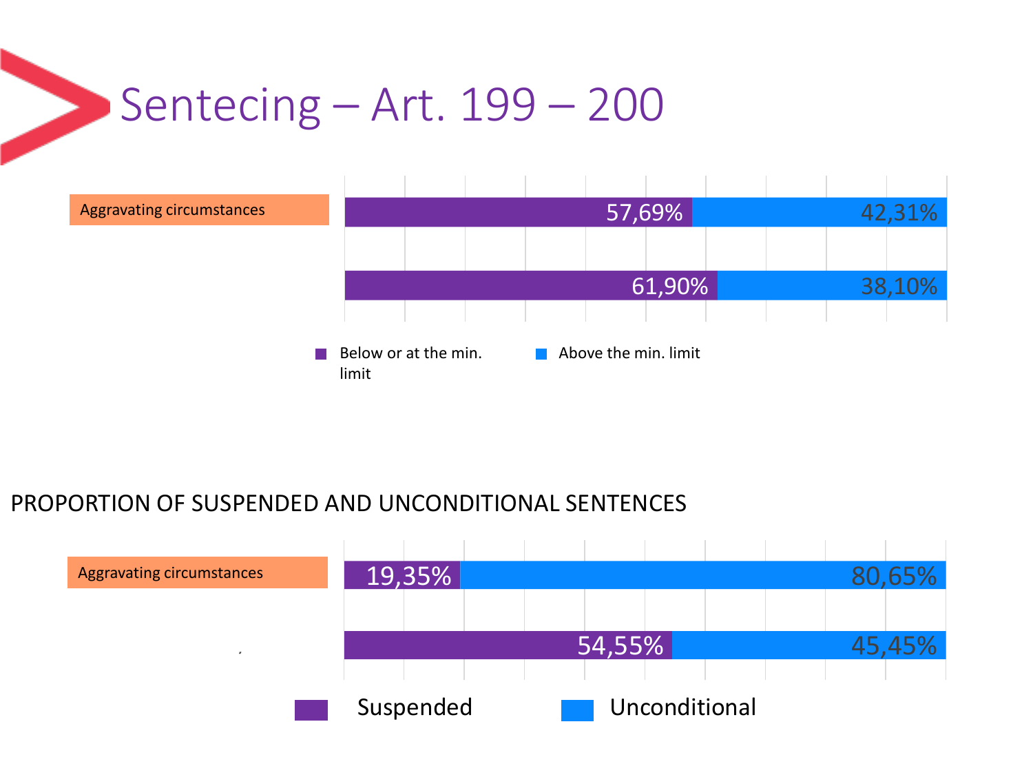# Sentecing – Art. 199 – 200

| | Below or at the min. limit | Above the min. limit |
|---|---|---|
| Aggravating circumstances | 57,69% | 42,31% |
| | 61,90% | 38,10% |

PROPORTION OF SUSPENDED AND UNCONDITIONAL SENTENCES

| | Suspended | Unconditional |
|---|---|---|
| Aggravating circumstances | 19,35% | 80,65% |
| | 54,55% | 45,45% |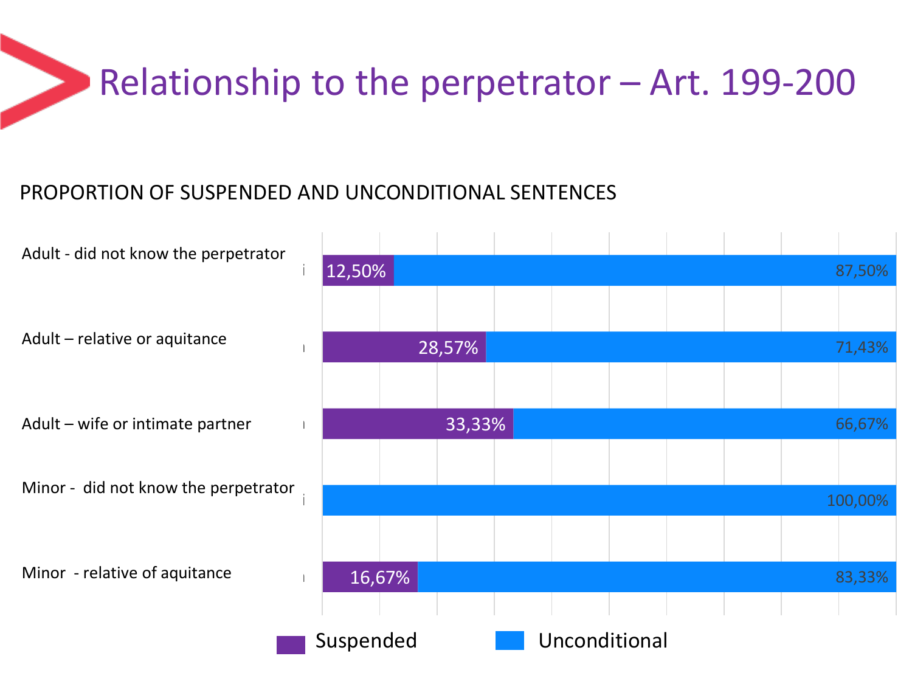# Relationship to the perpetrator – Art. 199-200

PROPORTION OF SUSPENDED AND UNCONDITIONAL SENTENCES

| | Suspended | Unconditional |
|---|---|---|
| Adult - did not know the perpetrator | 12,50% | 87,50% |
| Adult – relative or aquitance | 28,57% | 71,43% |
| Adult – wife or intimate partner | 33,33% | 66,67% |
| Minor - did not know the perpetrator | | 100,00% |
| Minor - relative of aquitance | 16,67% | 83,33% |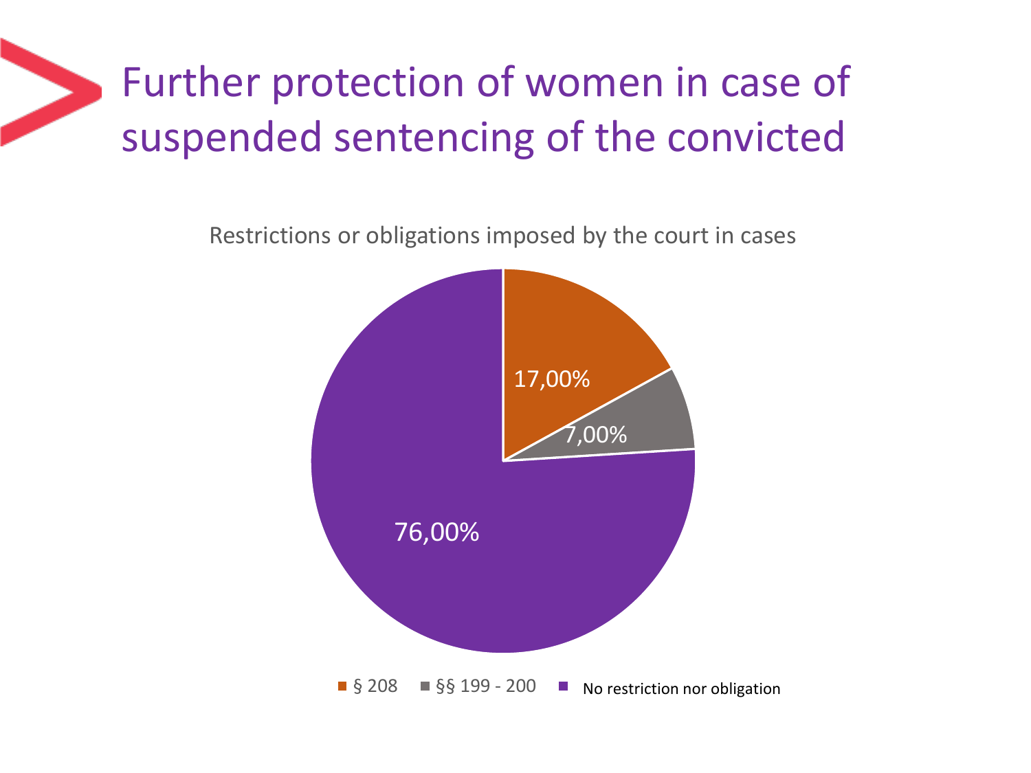# Further protection of women in case of suspended sentencing of the convicted

Restrictions or obligations imposed by the court in cases

| Category | Share |
| --- | --- |
| § 208 | 17,00% |
| §§ 199 - 200 | 7,00% |
| No restriction nor obligation | 76,00% |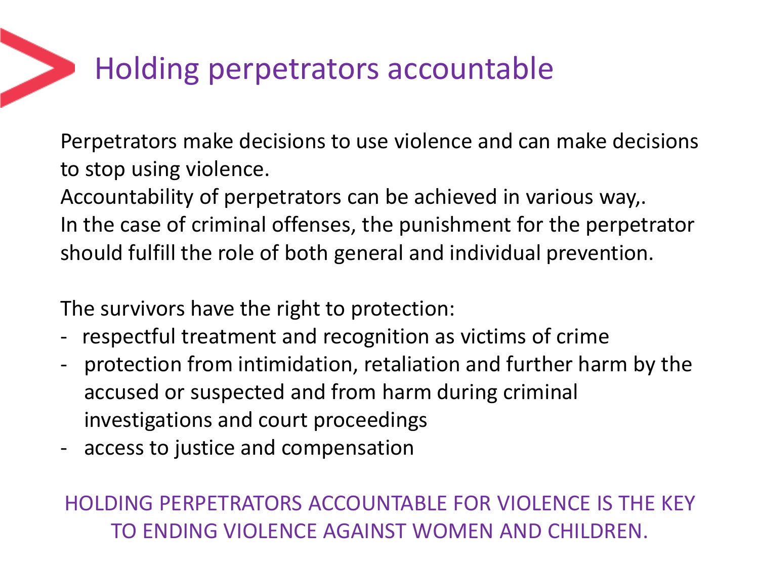# Holding perpetrators accountable

Perpetrators make decisions to use violence and can make decisions to stop using violence.
Accountability of perpetrators can be achieved in various way,.
In the case of criminal offenses, the punishment for the perpetrator should fulfill the role of both general and individual prevention.

The survivors have the right to protection:

- respectful treatment and recognition as victims of crime
- protection from intimidation, retaliation and further harm by the accused or suspected and from harm during criminal investigations and court proceedings
- access to justice and compensation

HOLDING PERPETRATORS ACCOUNTABLE FOR VIOLENCE IS THE KEY TO ENDING VIOLENCE AGAINST WOMEN AND CHILDREN.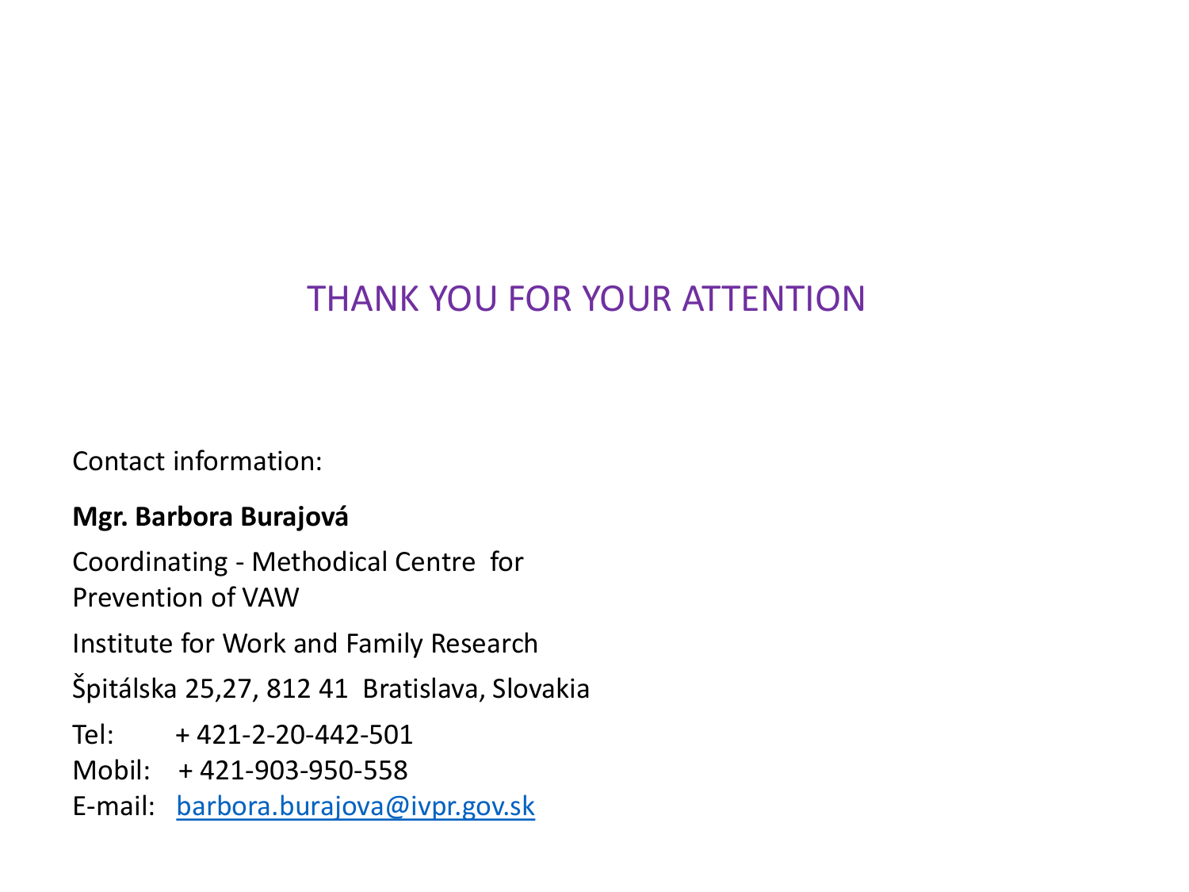# THANK YOU FOR YOUR ATTENTION

Contact information:

**Mgr. Barbora Burajová**

Coordinating - Methodical Centre for Prevention of VAW

Institute for Work and Family Research

Špitálska 25,27, 812 41 Bratislava, Slovakia

Tel: + 421-2-20-442-501
Mobil: + 421-903-950-558
E-mail: barbora.burajova@ivpr.gov.sk